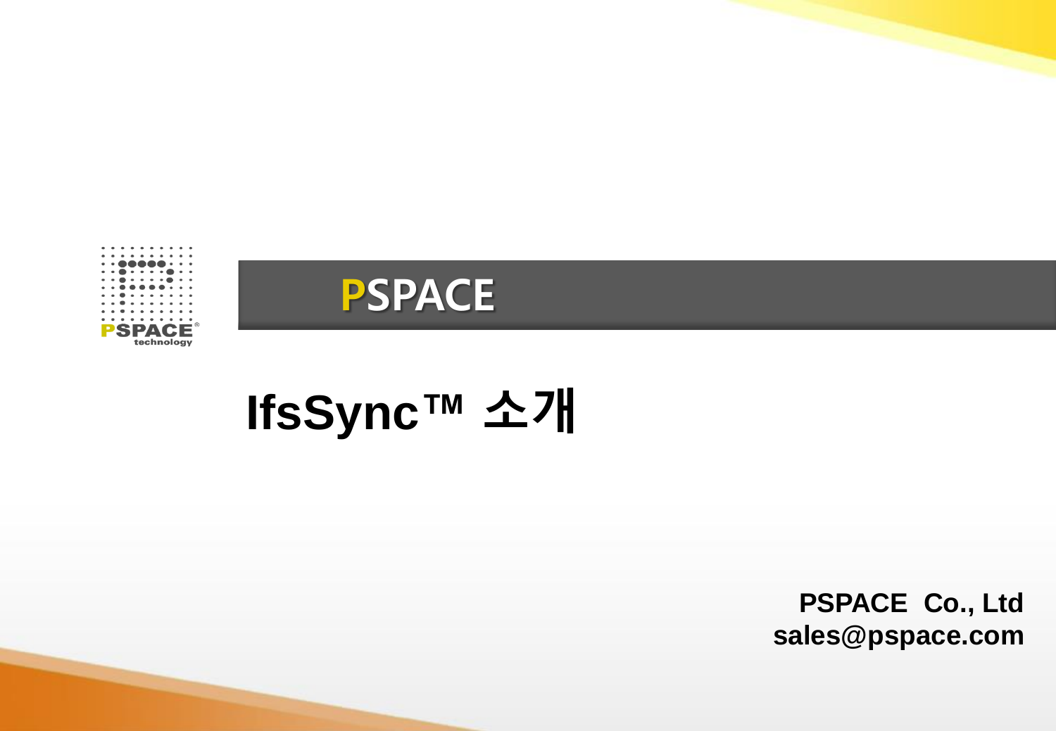PSPACE

# IfsSync™ 소개

**PSPACE Co., Ltd**
**sales@pspace.com**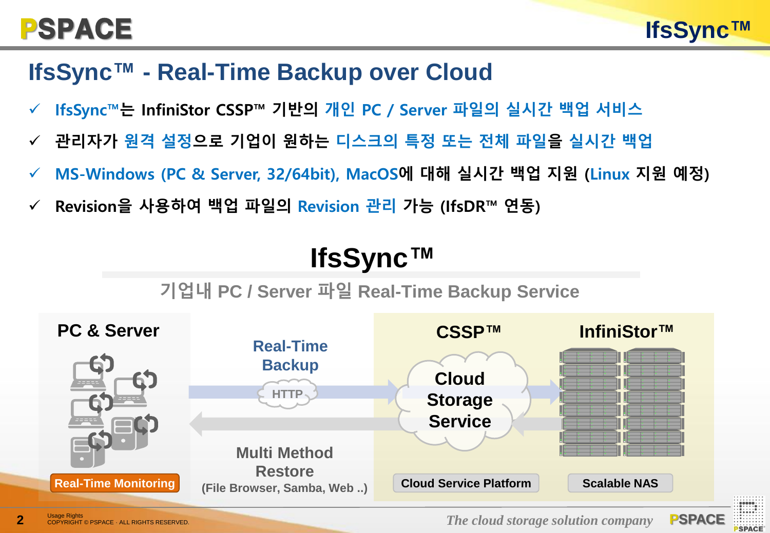# IfsSync™ - Real-Time Backup over Cloud

- ✓ IfsSync™는 InfiniStor CSSP™ 기반의 개인 PC / Server 파일의 실시간 백업 서비스
- ✓ 관리자가 원격 설정으로 기업이 원하는 디스크의 특정 또는 전체 파일을 실시간 백업
- ✓ MS-Windows (PC & Server, 32/64bit), MacOS에 대해 실시간 백업 지원 (Linux 지원 예정)
- ✓ Revision을 사용하여 백업 파일의 Revision 관리 가능 (IfsDR™ 연동)

## IfsSync™

기업내 PC / Server 파일 Real-Time Backup Service

**PC & Server**

Real-Time Monitoring

Real-Time Backup

HTTP

Multi Method Restore

(File Browser, Samba, Web ..)

**CSSP™**

Cloud Storage Service

Cloud Service Platform

**InfiniStor™**

Scalable NAS

*The cloud storage solution company*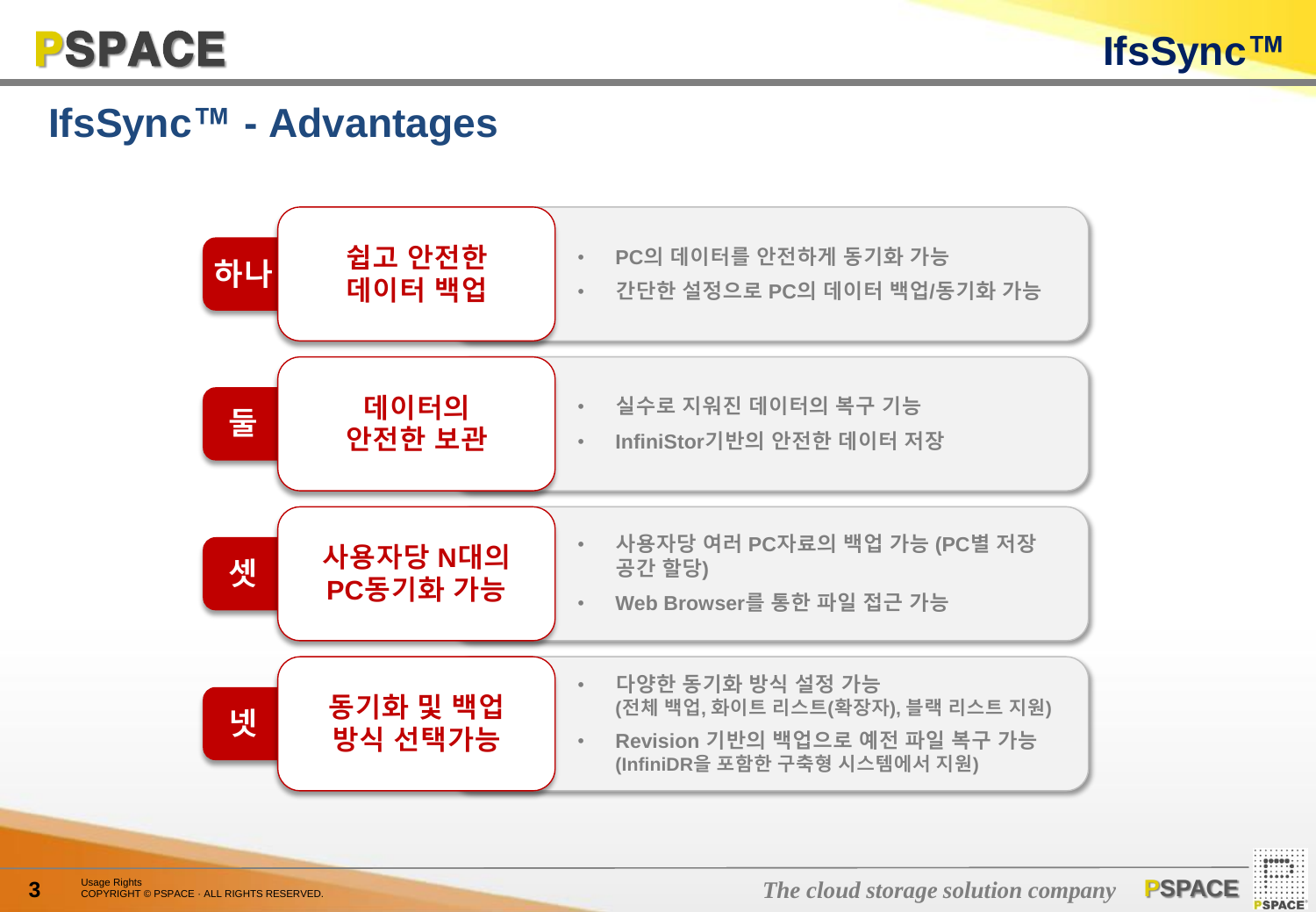# IfsSync™ - Advantages

## 하나 — 쉽고 안전한 데이터 백업

- PC의 데이터를 안전하게 동기화 가능
- 간단한 설정으로 PC의 데이터 백업/동기화 가능

## 둘 — 데이터의 안전한 보관

- 실수로 지워진 데이터의 복구 기능
- InfiniStor기반의 안전한 데이터 저장

## 셋 — 사용자당 N대의 PC동기화 가능

- 사용자당 여러 PC자료의 백업 가능 (PC별 저장 공간 할당)
- Web Browser를 통한 파일 접근 가능

## 넷 — 동기화 및 백업 방식 선택가능

- 다양한 동기화 방식 설정 가능
  (전체 백업, 화이트 리스트(확장자), 블랙 리스트 지원)
- Revision 기반의 백업으로 예전 파일 복구 가능
  (InfiniDR을 포함한 구축형 시스템에서 지원)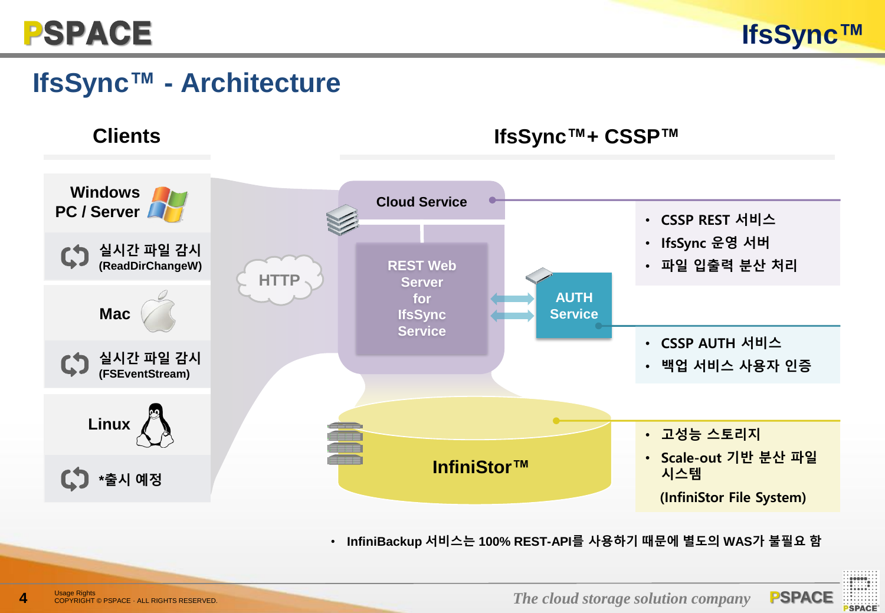# IfsSync™ - Architecture

## Clients

- **Windows PC / Server**
  - 실시간 파일 감시 (ReadDirChangeW)
- **Mac**
  - 실시간 파일 감시 (FSEventStream)
- **Linux**
  - *출시 예정

HTTP

## IfsSync™+ CSSP™

**Cloud Service**

REST Web Server for IfsSync Service

AUTH Service

**InfiniStor™**

- CSSP REST 서비스
- IfsSync 운영 서버
- 파일 입출력 분산 처리

- CSSP AUTH 서비스
- 백업 서비스 사용자 인증

- 고성능 스토리지
- Scale-out 기반 분산 파일 시스템

  (InfiniStor File System)

- InfiniBackup 서비스는 100% REST-API를 사용하기 때문에 별도의 WAS가 불필요 함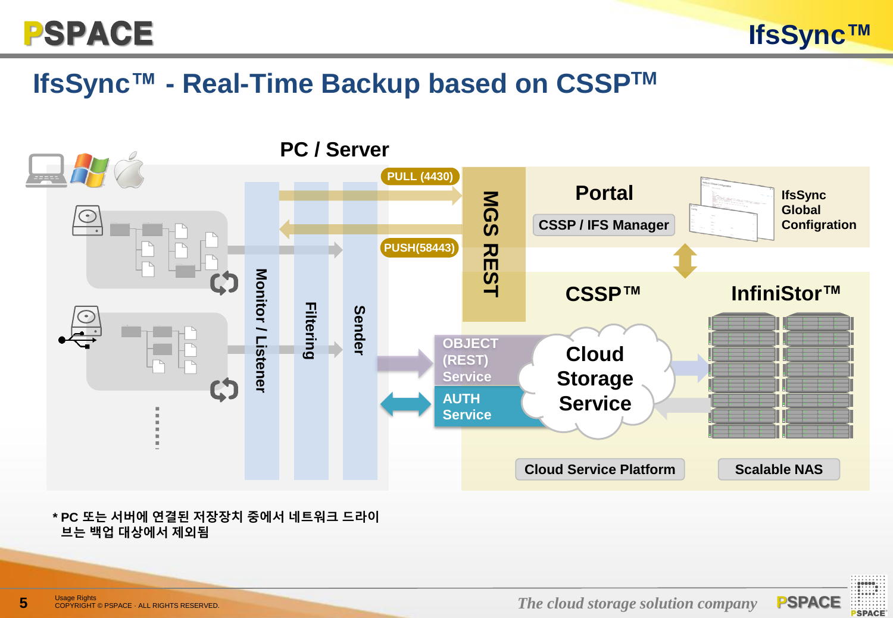# IfsSync™ - Real-Time Backup based on CSSP™

PC / Server

PULL (4430)

PUSH(58443)

Monitor / Listener

Filtering

Sender

MGS REST

Portal

CSSP / IFS Manager

IfsSync Global Configration

CSSP™

InfiniStor™

OBJECT (REST) Service

AUTH Service

Cloud Storage Service

Cloud Service Platform

Scalable NAS

* PC 또는 서버에 연결된 저장장치 중에서 네트워크 드라이브는 백업 대상에서 제외됨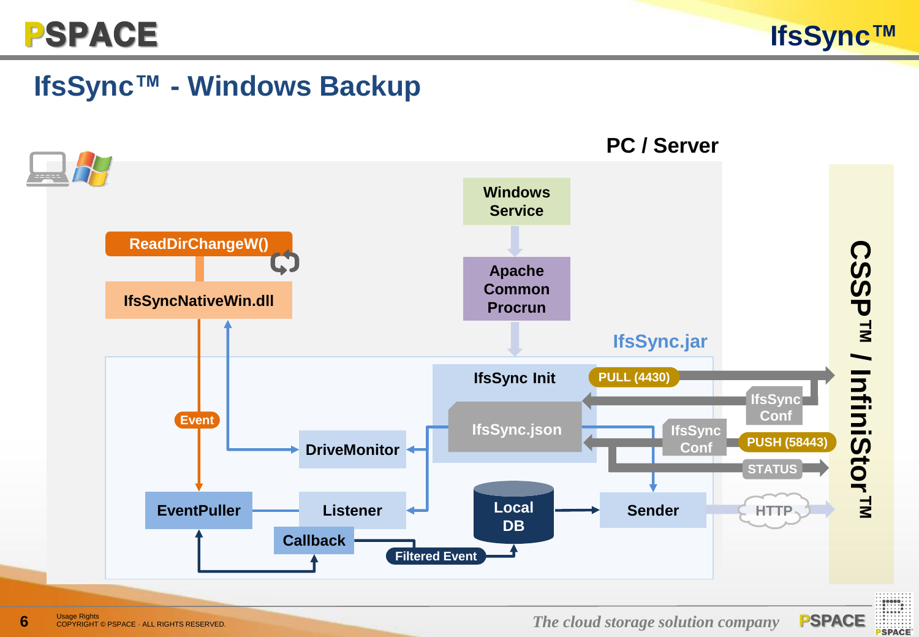# IfsSync™ - Windows Backup

PC / Server

Windows Service

Apache Common Procrun

ReadDirChangeW()

IfsSyncNativeWin.dll

IfsSync.jar

IfsSync Init

PULL (4430)

IfsSync Conf

IfsSync.json

IfsSync Conf

PUSH (58443)

STATUS

Event

DriveMonitor

EventPuller

Listener

Callback

Local DB

Sender

HTTP

Filtered Event

CSSP™ / InfiniStor™

The cloud storage solution company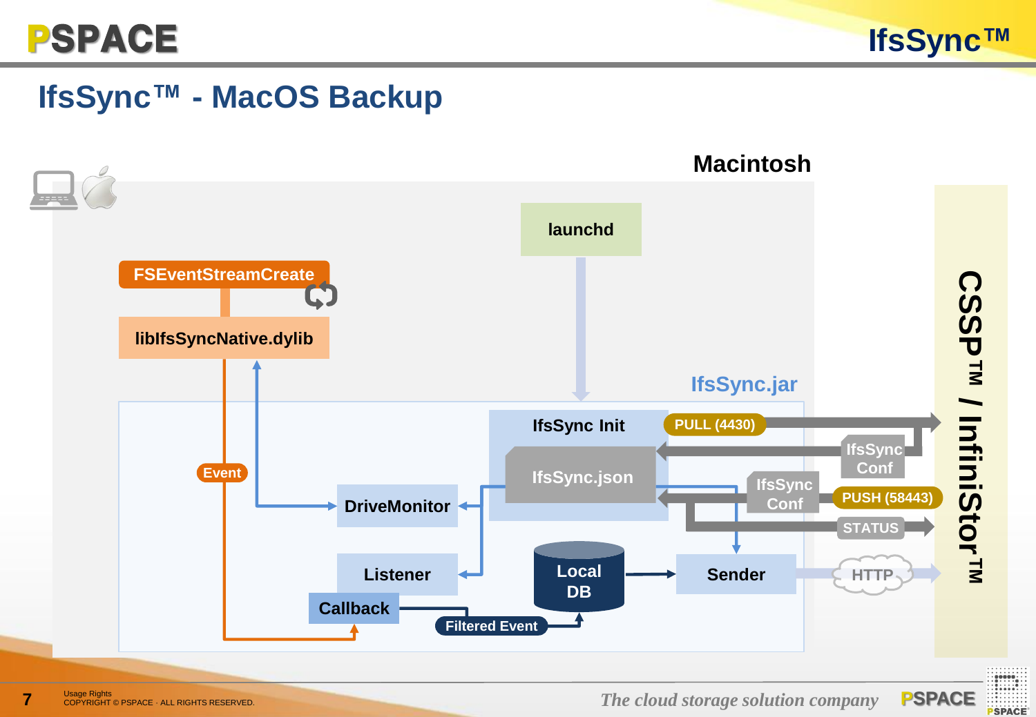# IfsSync™ - MacOS Backup

Macintosh

launchd

FSEventStreamCreate

libIfsSyncNative.dylib

IfsSync.jar

IfsSync Init

IfsSync.json

PULL (4430)

IfsSync Conf

IfsSync Conf

PUSH (58443)

STATUS

HTTP

Event

DriveMonitor

Listener

Callback

Local DB

Sender

Filtered Event

CSSP™ / InfiniStor™

*The cloud storage solution company*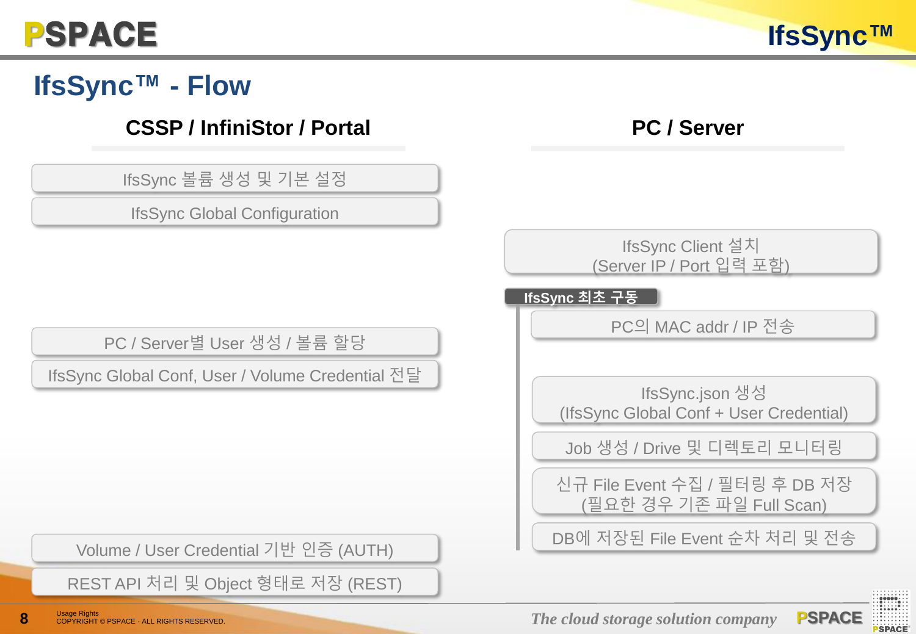# IfsSync™ - Flow

## CSSP / InfiniStor / Portal

- IfsSync 볼륨 생성 및 기본 설정
- IfsSync Global Configuration
- PC / Server별 User 생성 / 볼륨 할당
- IfsSync Global Conf, User / Volume Credential 전달
- Volume / User Credential 기반 인증 (AUTH)
- REST API 처리 및 Object 형태로 저장 (REST)

## PC / Server

- IfsSync Client 설치 (Server IP / Port 입력 포함)

**IfsSync 최초 구동**

- PC의 MAC addr / IP 전송
- IfsSync.json 생성 (IfsSync Global Conf + User Credential)
- Job 생성 / Drive 및 디렉토리 모니터링
- 신규 File Event 수집 / 필터링 후 DB 저장 (필요한 경우 기존 파일 Full Scan)
- DB에 저장된 File Event 순차 처리 및 전송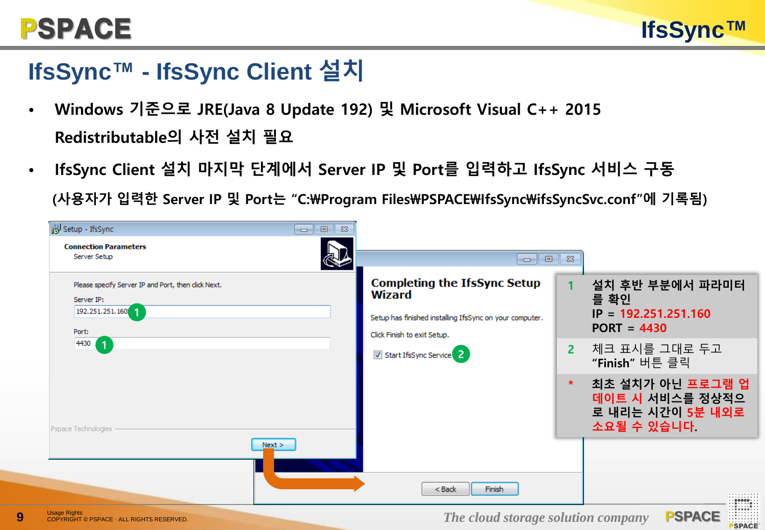# IfsSync™ - IfsSync Client 설치

- Windows 기준으로 JRE(Java 8 Update 192) 및 Microsoft Visual C++ 2015 Redistributable의 사전 설치 필요
- IfsSync Client 설치 마지막 단계에서 Server IP 및 Port를 입력하고 IfsSync 서비스 구동

  (사용자가 입력한 Server IP 및 Port는 “C:₩Program Files₩PSPACE₩IfsSync₩ifsSyncSvc.conf”에 기록됨)

Setup - IfsSync

**Connection Parameters**
Server Setup

Please specify Server IP and Port, then click Next.

Server IP: 192.251.251.160 (1)

Port: 4430 (1)

Pspace Technologies

Next >

**Completing the IfsSync Setup Wizard**

Setup has finished installing IfsSync on your computer.

Click Finish to exit Setup.

☑ Start IfsSync Service (2)

< Back | Finish

| | |
|---|---|
| 1 | 설치 후반 부분에서 파라미터를 확인<br>IP = 192.251.251.160<br>PORT = 4430 |
| 2 | 체크 표시를 그대로 두고 “Finish” 버튼 클릭 |
| * | 최초 설치가 아닌 프로그램 업데이트 시 서비스를 정상적으로 내리는 시간이 5분 내외로 소요될 수 있습니다. |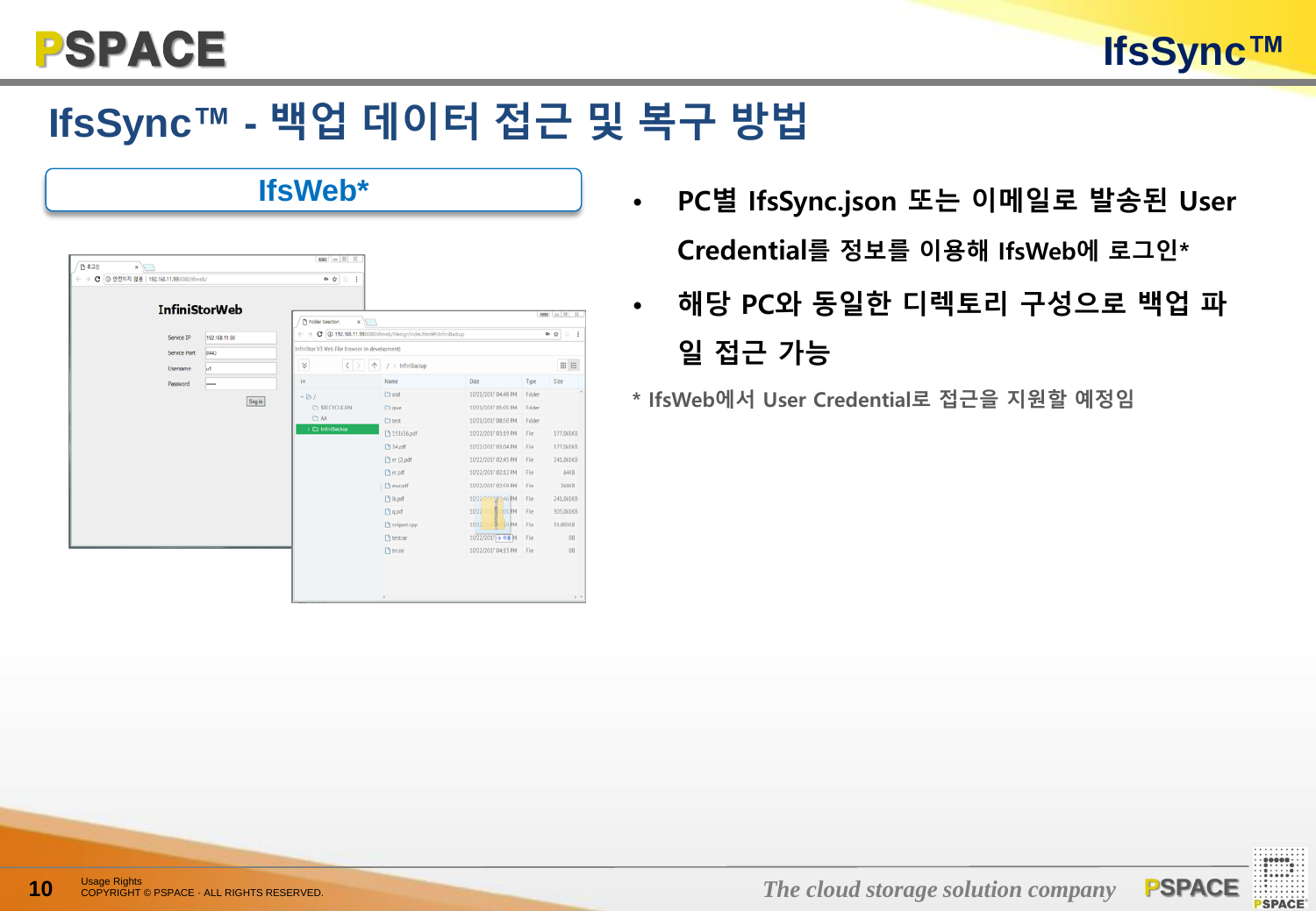# IfsSync™ - 백업 데이터 접근 및 복구 방법

## IfsWeb*

- PC별 IfsSync.json 또는 이메일로 발송된 User Credential를 정보를 이용해 IfsWeb에 로그인*
- 해당 PC와 동일한 디렉토리 구성으로 백업 파일 접근 가능

\* IfsWeb에서 User Credential로 접근을 지원할 예정임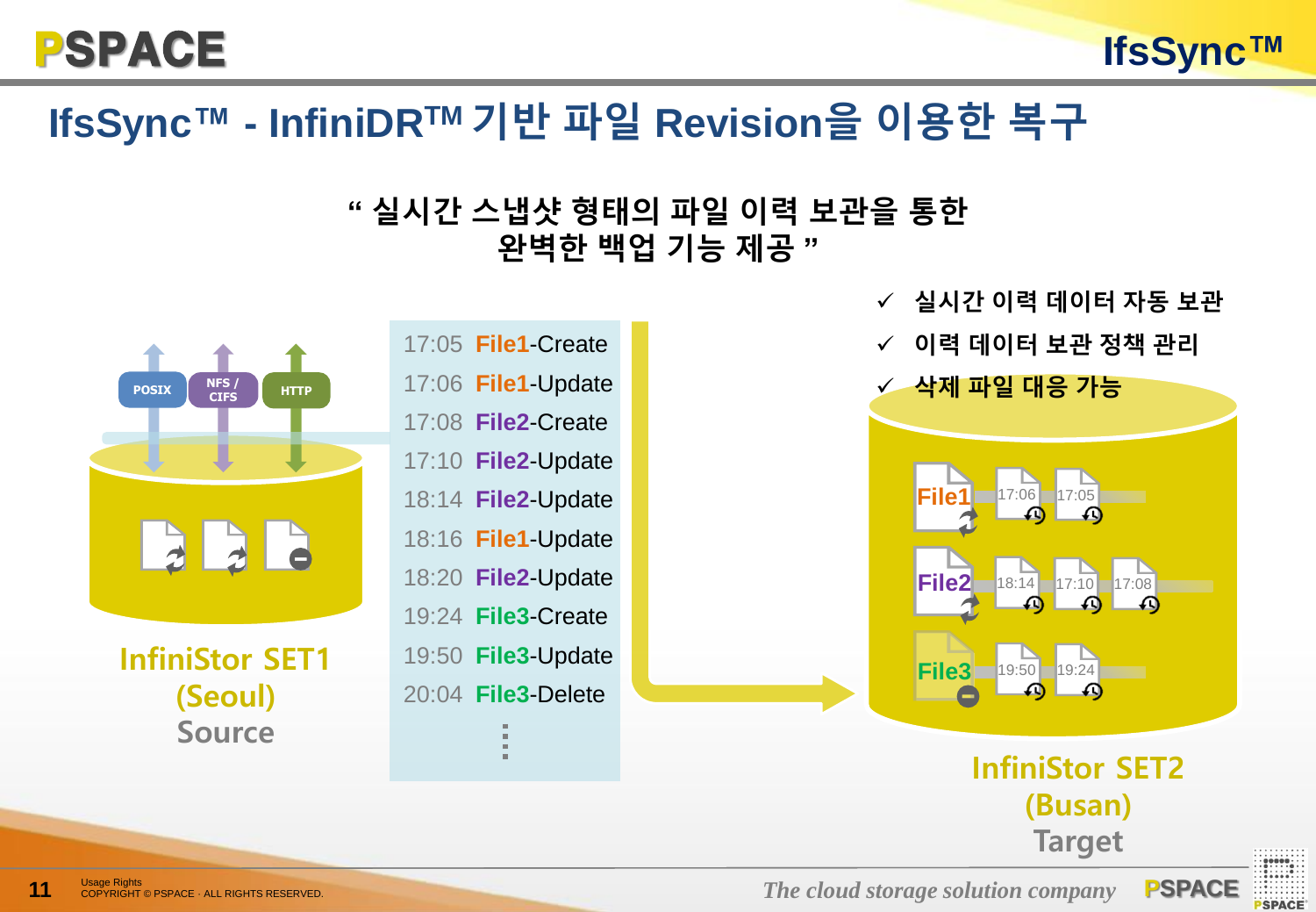# IfsSync™ - InfiniDR™ 기반 파일 Revision을 이용한 복구

**" 실시간 스냅샷 형태의 파일 이력 보관을 통한 완벽한 백업 기능 제공 "**

- ✓ 실시간 이력 데이터 자동 보관
- ✓ 이력 데이터 보관 정책 관리
- ✓ 삭제 파일 대응 가능

POSIX | NFS / CIFS | HTTP

- 17:05 File1-Create
- 17:06 File1-Update
- 17:08 File2-Create
- 17:10 File2-Update
- 18:14 File2-Update
- 18:16 File1-Update
- 18:20 File2-Update
- 19:24 File3-Create
- 19:50 File3-Update
- 20:04 File3-Delete
- ⋮

**InfiniStor SET1 (Seoul)**
**Source**

File1: 17:06, 17:05
File2: 18:14, 17:10, 17:08
File3: 19:50, 19:24

**InfiniStor SET2 (Busan)**
**Target**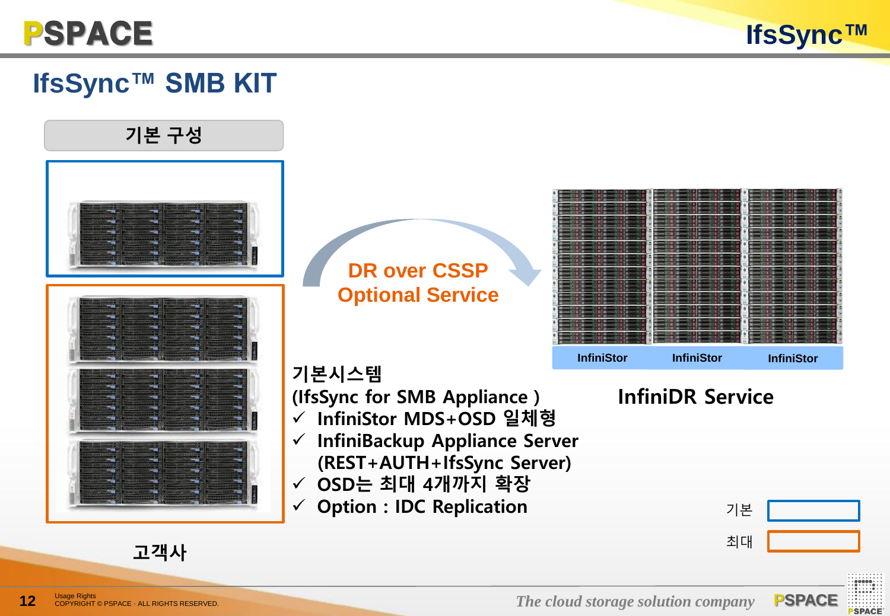# IfsSync™ SMB KIT

기본 구성

DR over CSSP
Optional Service

InfiniStor
InfiniStor
InfiniStor

InfiniDR Service

기본시스템
(IfsSync for SMB Appliance )

- ✓ InfiniStor MDS+OSD 일체형
- ✓ InfiniBackup Appliance Server (REST+AUTH+IfsSync Server)
- ✓ OSD는 최대 4개까지 확장
- ✓ Option : IDC Replication

고객사

기본

최대